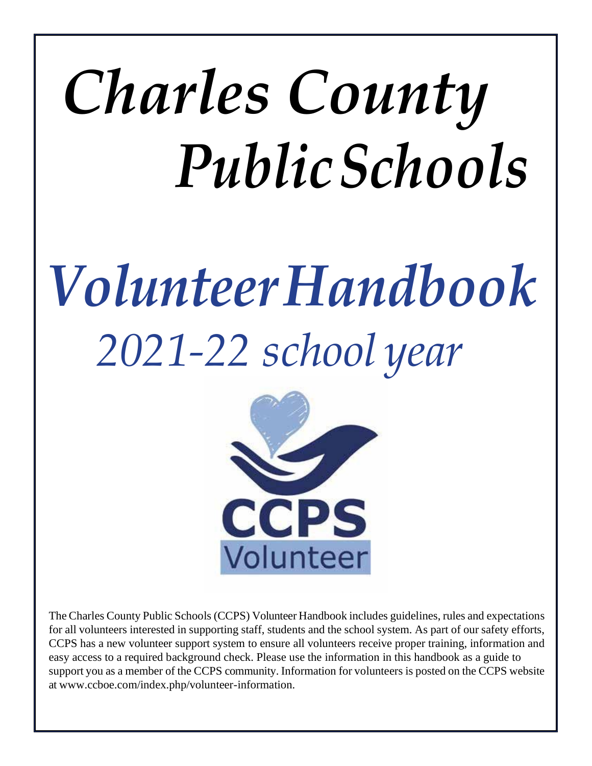# *Charles County Public Schools*

# *Volunteer Handbook*

## *2021-22 school year*

CCPS Volunteer

The Charles County Public Schools (CCPS) Volunteer Handbook includes guidelines, rules and expectations for all volunteers interested in supporting staff, students and the school system. As part of our safety efforts, CCPS has a new volunteer support system to ensure all volunteers receive proper training, information and easy access to a required background check. Please use the information in this handbook as a guide to support you as a member of the CCPS community. Information for volunteers is posted on the CCPS website at www.ccboe.com/index.php/volunteer-information.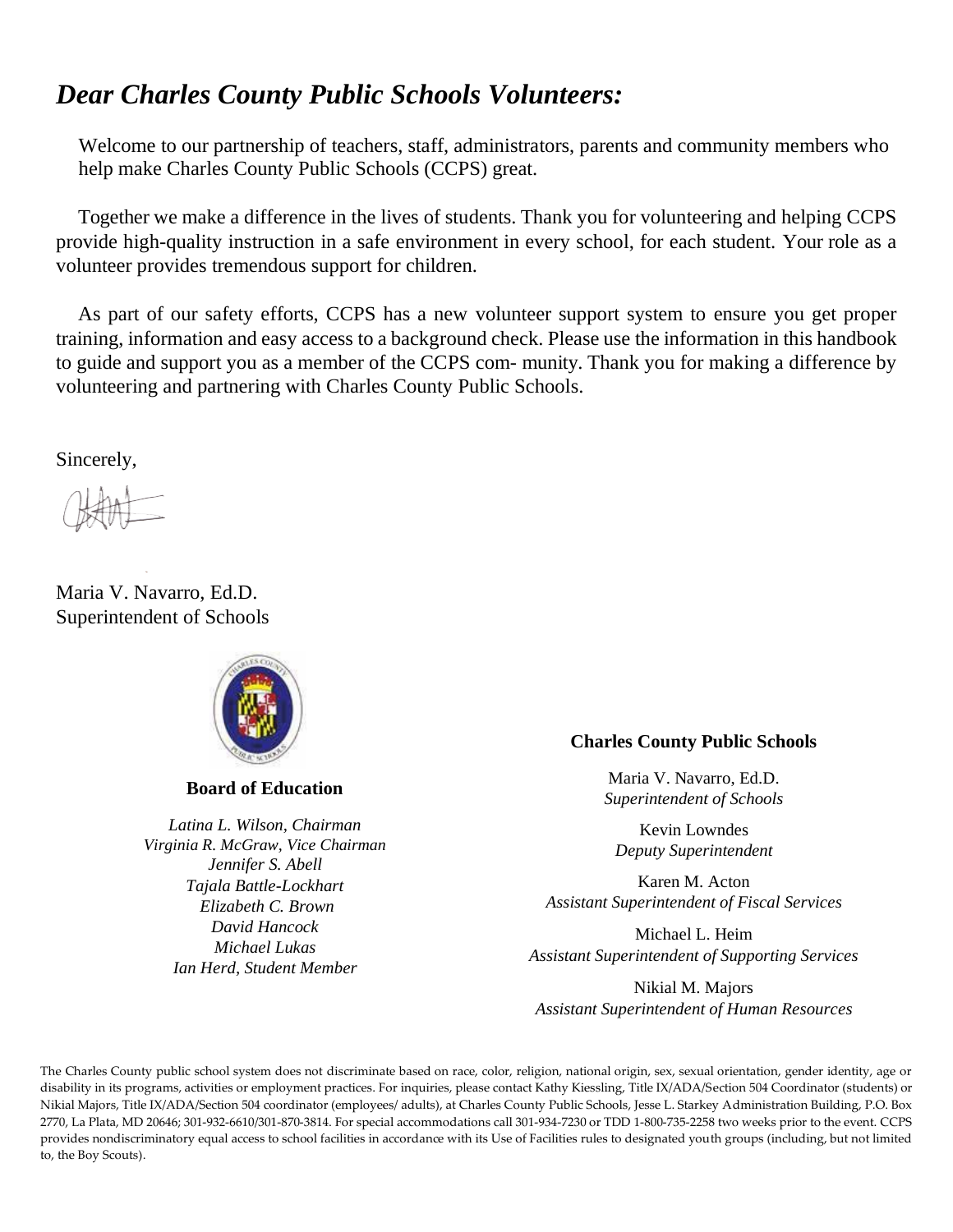# *Dear Charles County Public Schools Volunteers:*

Welcome to our partnership of teachers, staff, administrators, parents and community members who help make Charles County Public Schools (CCPS) great.

Together we make a difference in the lives of students. Thank you for volunteering and helping CCPS provide high-quality instruction in a safe environment in every school, for each student. Your role as a volunteer provides tremendous support for children.

As part of our safety efforts, CCPS has a new volunteer support system to ensure you get proper training, information and easy access to a background check. Please use the information in this handbook to guide and support you as a member of the CCPS com- munity. Thank you for making a difference by volunteering and partnering with Charles County Public Schools.

Sincerely,

Maria V. Navarro, Ed.D.
Superintendent of Schools

**Board of Education**

*Latina L. Wilson, Chairman*
*Virginia R. McGraw, Vice Chairman*
*Jennifer S. Abell*
*Tajala Battle-Lockhart*
*Elizabeth C. Brown*
*David Hancock*
*Michael Lukas*
*Ian Herd, Student Member*

**Charles County Public Schools**

Maria V. Navarro, Ed.D.
*Superintendent of Schools*

Kevin Lowndes
*Deputy Superintendent*

Karen M. Acton
*Assistant Superintendent of Fiscal Services*

Michael L. Heim
*Assistant Superintendent of Supporting Services*

Nikial M. Majors
*Assistant Superintendent of Human Resources*

The Charles County public school system does not discriminate based on race, color, religion, national origin, sex, sexual orientation, gender identity, age or disability in its programs, activities or employment practices. For inquiries, please contact Kathy Kiessling, Title IX/ADA/Section 504 Coordinator (students) or Nikial Majors, Title IX/ADA/Section 504 coordinator (employees/ adults), at Charles County Public Schools, Jesse L. Starkey Administration Building, P.O. Box 2770, La Plata, MD 20646; 301-932-6610/301-870-3814. For special accommodations call 301-934-7230 or TDD 1-800-735-2258 two weeks prior to the event. CCPS provides nondiscriminatory equal access to school facilities in accordance with its Use of Facilities rules to designated youth groups (including, but not limited to, the Boy Scouts).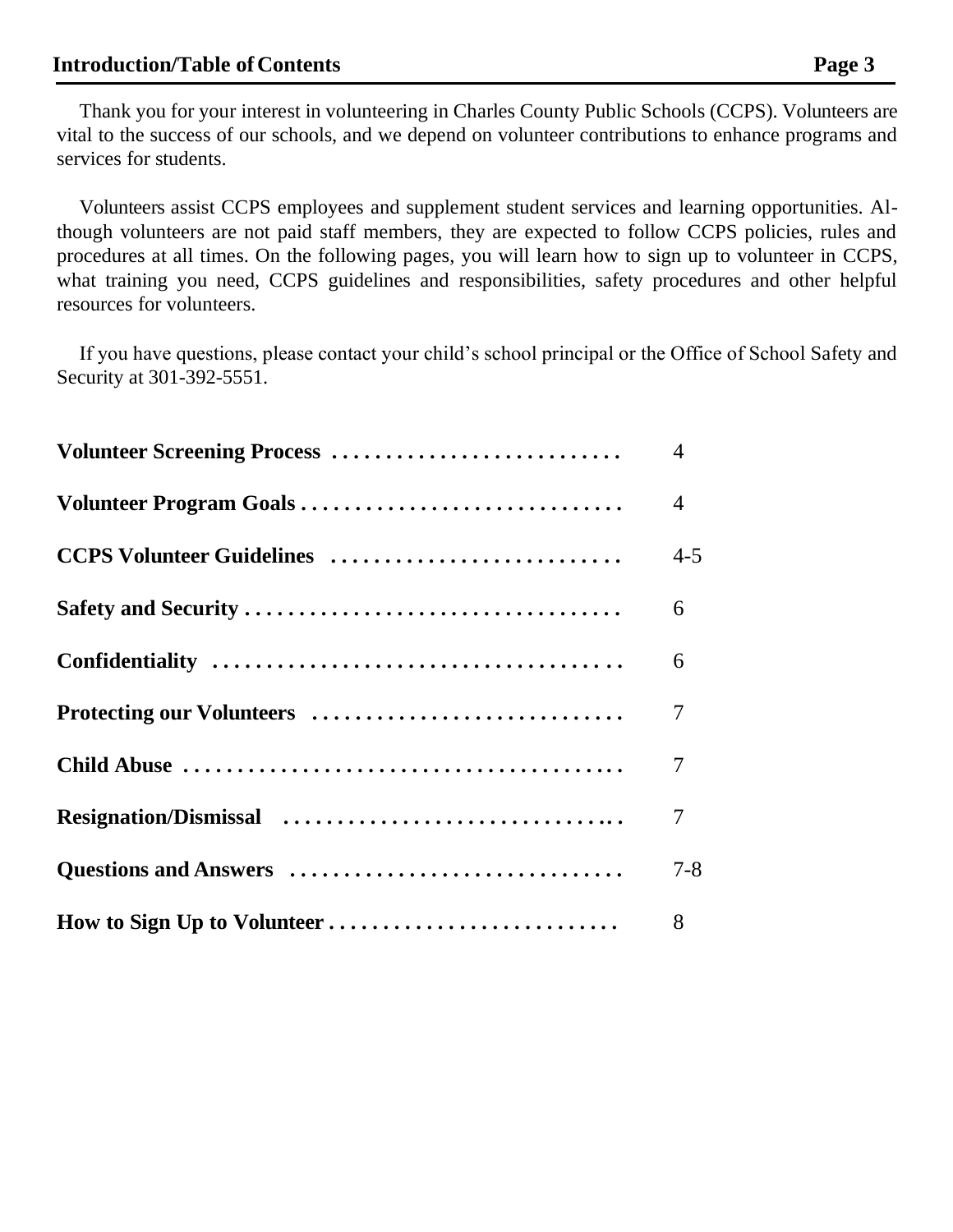## Introduction/Table of Contents

Thank you for your interest in volunteering in Charles County Public Schools (CCPS). Volunteers are vital to the success of our schools, and we depend on volunteer contributions to enhance programs and services for students.

Volunteers assist CCPS employees and supplement student services and learning opportunities. Although volunteers are not paid staff members, they are expected to follow CCPS policies, rules and procedures at all times. On the following pages, you will learn how to sign up to volunteer in CCPS, what training you need, CCPS guidelines and responsibilities, safety procedures and other helpful resources for volunteers.

If you have questions, please contact your child's school principal or the Office of School Safety and Security at 301-392-5551.

| Section | Page |
| --- | --- |
| **Volunteer Screening Process** | 4 |
| **Volunteer Program Goals** | 4 |
| **CCPS Volunteer Guidelines** | 4-5 |
| **Safety and Security** | 6 |
| **Confidentiality** | 6 |
| **Protecting our Volunteers** | 7 |
| **Child Abuse** | 7 |
| **Resignation/Dismissal** | 7 |
| **Questions and Answers** | 7-8 |
| **How to Sign Up to Volunteer** | 8 |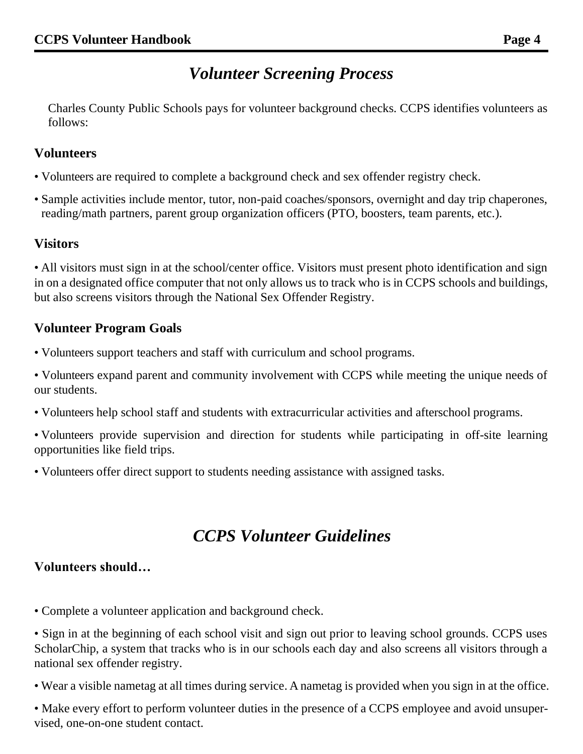## *Volunteer Screening Process*

Charles County Public Schools pays for volunteer background checks. CCPS identifies volunteers as follows:

**Volunteers**

- Volunteers are required to complete a background check and sex offender registry check.
- Sample activities include mentor, tutor, non-paid coaches/sponsors, overnight and day trip chaperones, reading/math partners, parent group organization officers (PTO, boosters, team parents, etc.).

**Visitors**

- All visitors must sign in at the school/center office. Visitors must present photo identification and sign in on a designated office computer that not only allows us to track who is in CCPS schools and buildings, but also screens visitors through the National Sex Offender Registry.

**Volunteer Program Goals**

- Volunteers support teachers and staff with curriculum and school programs.
- Volunteers expand parent and community involvement with CCPS while meeting the unique needs of our students.
- Volunteers help school staff and students with extracurricular activities and afterschool programs.
- Volunteers provide supervision and direction for students while participating in off-site learning opportunities like field trips.
- Volunteers offer direct support to students needing assistance with assigned tasks.

## *CCPS Volunteer Guidelines*

**Volunteers should…**

- Complete a volunteer application and background check.
- Sign in at the beginning of each school visit and sign out prior to leaving school grounds. CCPS uses ScholarChip, a system that tracks who is in our schools each day and also screens all visitors through a national sex offender registry.
- Wear a visible nametag at all times during service. A nametag is provided when you sign in at the office.
- Make every effort to perform volunteer duties in the presence of a CCPS employee and avoid unsupervised, one-on-one student contact.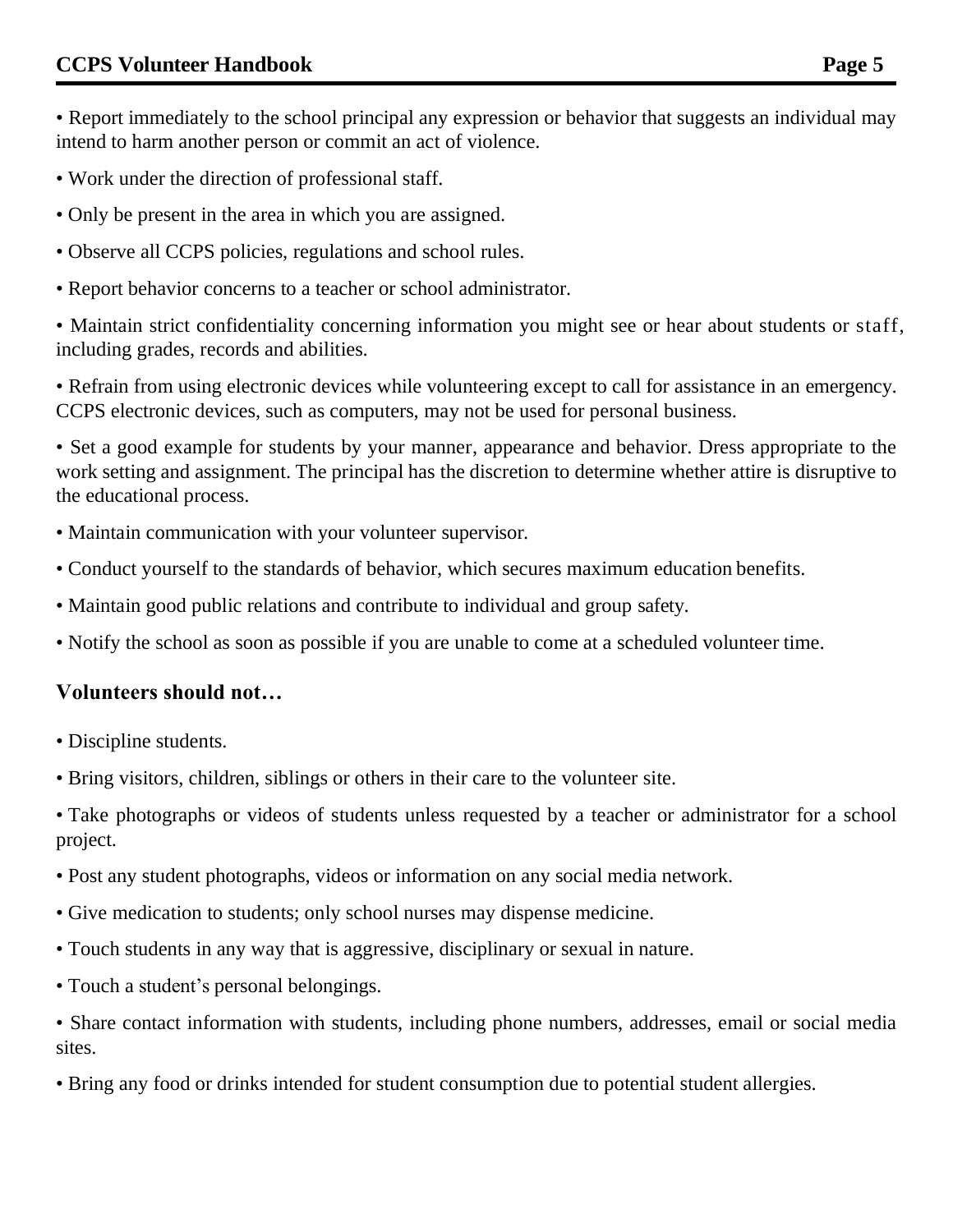- Report immediately to the school principal any expression or behavior that suggests an individual may intend to harm another person or commit an act of violence.
- Work under the direction of professional staff.
- Only be present in the area in which you are assigned.
- Observe all CCPS policies, regulations and school rules.
- Report behavior concerns to a teacher or school administrator.
- Maintain strict confidentiality concerning information you might see or hear about students or staff, including grades, records and abilities.
- Refrain from using electronic devices while volunteering except to call for assistance in an emergency. CCPS electronic devices, such as computers, may not be used for personal business.
- Set a good example for students by your manner, appearance and behavior. Dress appropriate to the work setting and assignment. The principal has the discretion to determine whether attire is disruptive to the educational process.
- Maintain communication with your volunteer supervisor.
- Conduct yourself to the standards of behavior, which secures maximum education benefits.
- Maintain good public relations and contribute to individual and group safety.
- Notify the school as soon as possible if you are unable to come at a scheduled volunteer time.

### Volunteers should not…

- Discipline students.
- Bring visitors, children, siblings or others in their care to the volunteer site.
- Take photographs or videos of students unless requested by a teacher or administrator for a school project.
- Post any student photographs, videos or information on any social media network.
- Give medication to students; only school nurses may dispense medicine.
- Touch students in any way that is aggressive, disciplinary or sexual in nature.
- Touch a student's personal belongings.
- Share contact information with students, including phone numbers, addresses, email or social media sites.
- Bring any food or drinks intended for student consumption due to potential student allergies.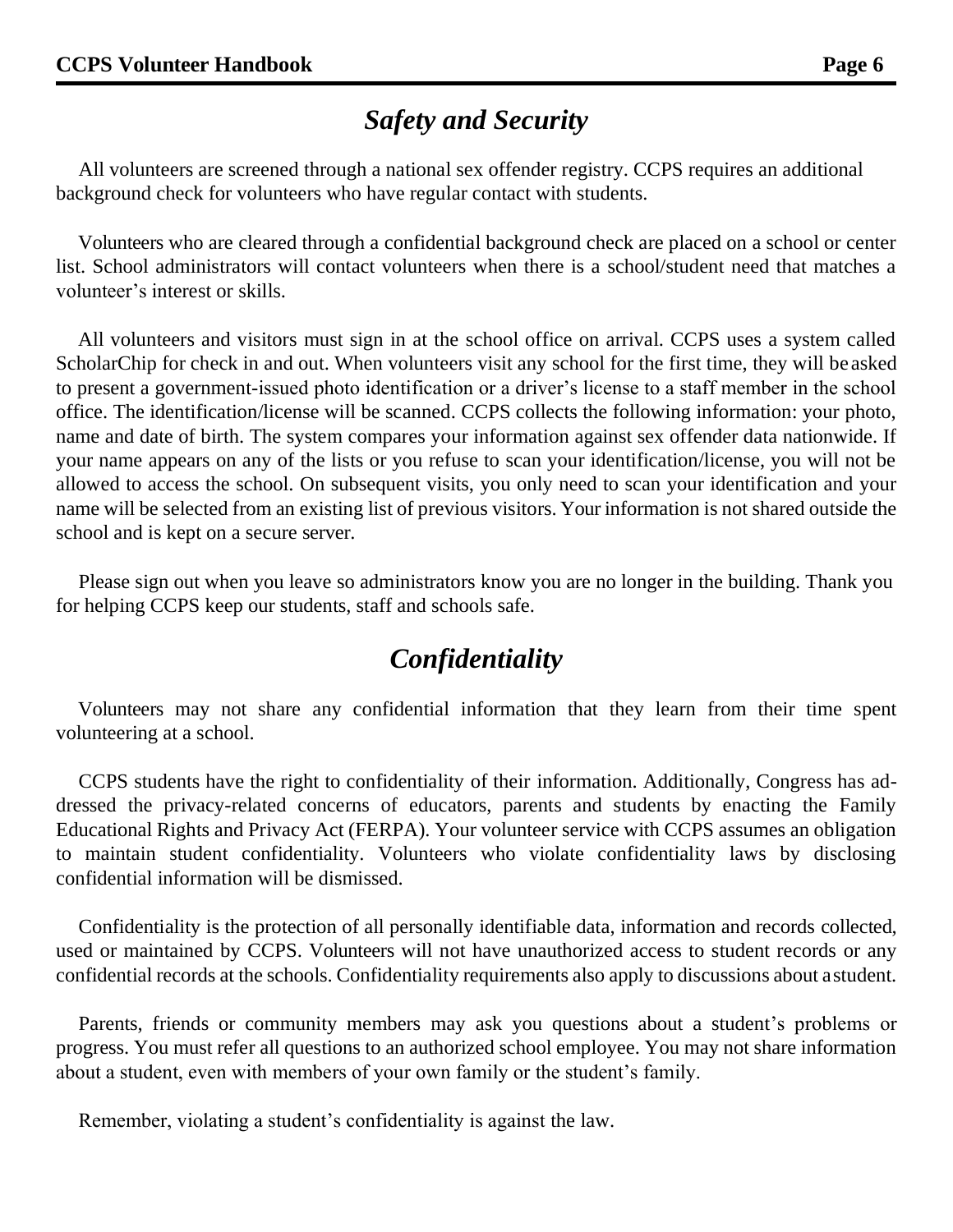## *Safety and Security*

All volunteers are screened through a national sex offender registry. CCPS requires an additional background check for volunteers who have regular contact with students.

Volunteers who are cleared through a confidential background check are placed on a school or center list. School administrators will contact volunteers when there is a school/student need that matches a volunteer's interest or skills.

All volunteers and visitors must sign in at the school office on arrival. CCPS uses a system called ScholarChip for check in and out. When volunteers visit any school for the first time, they will be asked to present a government-issued photo identification or a driver's license to a staff member in the school office. The identification/license will be scanned. CCPS collects the following information: your photo, name and date of birth. The system compares your information against sex offender data nationwide. If your name appears on any of the lists or you refuse to scan your identification/license, you will not be allowed to access the school. On subsequent visits, you only need to scan your identification and your name will be selected from an existing list of previous visitors. Your information is not shared outside the school and is kept on a secure server.

Please sign out when you leave so administrators know you are no longer in the building. Thank you for helping CCPS keep our students, staff and schools safe.

## *Confidentiality*

Volunteers may not share any confidential information that they learn from their time spent volunteering at a school.

CCPS students have the right to confidentiality of their information. Additionally, Congress has addressed the privacy-related concerns of educators, parents and students by enacting the Family Educational Rights and Privacy Act (FERPA). Your volunteer service with CCPS assumes an obligation to maintain student confidentiality. Volunteers who violate confidentiality laws by disclosing confidential information will be dismissed.

Confidentiality is the protection of all personally identifiable data, information and records collected, used or maintained by CCPS. Volunteers will not have unauthorized access to student records or any confidential records at the schools. Confidentiality requirements also apply to discussions about a student.

Parents, friends or community members may ask you questions about a student's problems or progress. You must refer all questions to an authorized school employee. You may not share information about a student, even with members of your own family or the student's family.

Remember, violating a student's confidentiality is against the law.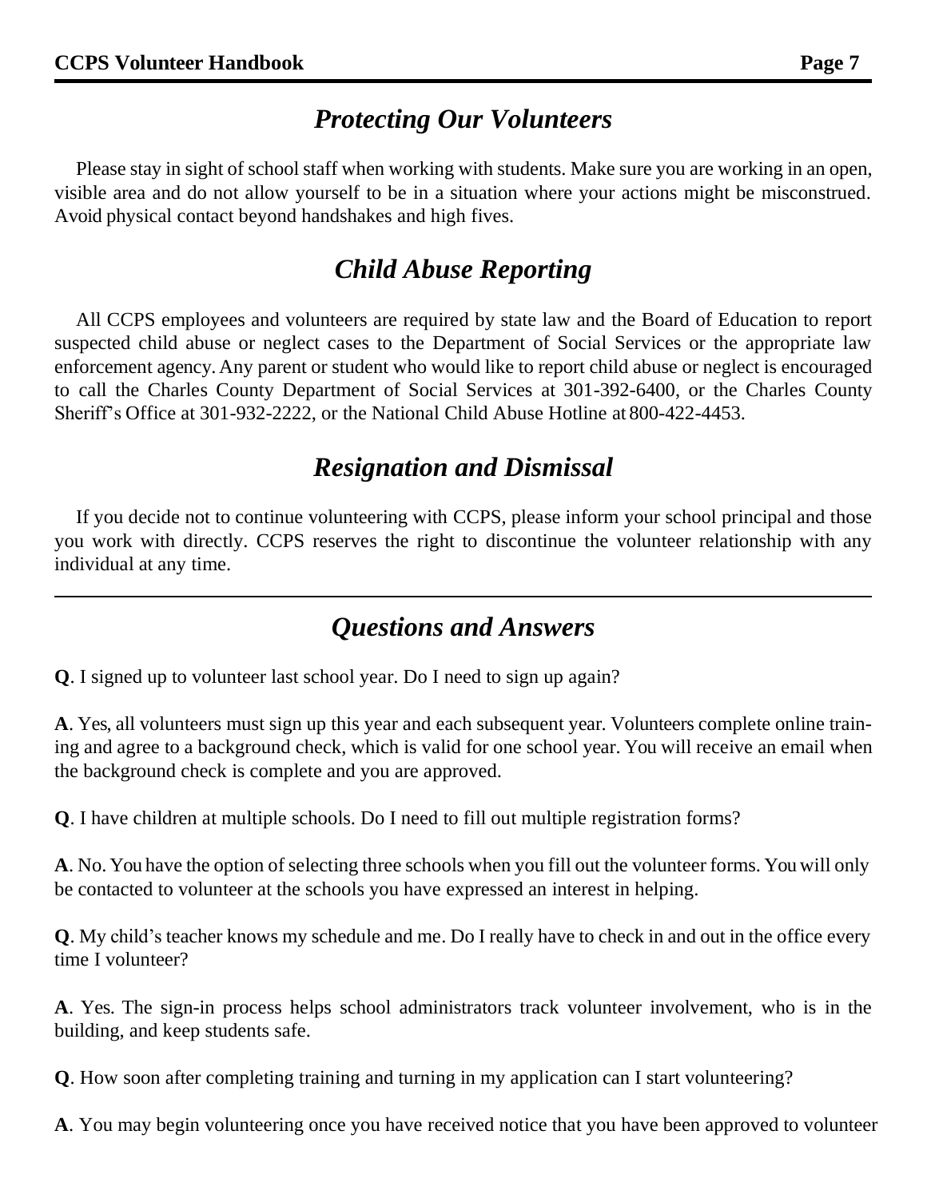## *Protecting Our Volunteers*

Please stay in sight of school staff when working with students. Make sure you are working in an open, visible area and do not allow yourself to be in a situation where your actions might be misconstrued. Avoid physical contact beyond handshakes and high fives.

## *Child Abuse Reporting*

All CCPS employees and volunteers are required by state law and the Board of Education to report suspected child abuse or neglect cases to the Department of Social Services or the appropriate law enforcement agency. Any parent or student who would like to report child abuse or neglect is encouraged to call the Charles County Department of Social Services at 301-392-6400, or the Charles County Sheriff's Office at 301-932-2222, or the National Child Abuse Hotline at 800-422-4453.

## *Resignation and Dismissal*

If you decide not to continue volunteering with CCPS, please inform your school principal and those you work with directly. CCPS reserves the right to discontinue the volunteer relationship with any individual at any time.

---

## *Questions and Answers*

**Q**. I signed up to volunteer last school year. Do I need to sign up again?

**A**. Yes, all volunteers must sign up this year and each subsequent year. Volunteers complete online training and agree to a background check, which is valid for one school year. You will receive an email when the background check is complete and you are approved.

**Q**. I have children at multiple schools. Do I need to fill out multiple registration forms?

**A**. No. You have the option of selecting three schools when you fill out the volunteer forms. You will only be contacted to volunteer at the schools you have expressed an interest in helping.

**Q**. My child's teacher knows my schedule and me. Do I really have to check in and out in the office every time I volunteer?

**A**. Yes. The sign-in process helps school administrators track volunteer involvement, who is in the building, and keep students safe.

**Q**. How soon after completing training and turning in my application can I start volunteering?

**A**. You may begin volunteering once you have received notice that you have been approved to volunteer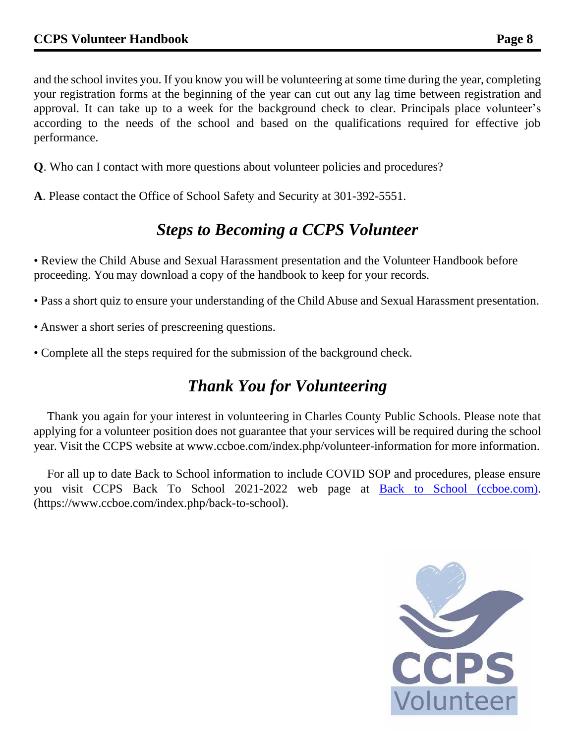and the school invites you. If you know you will be volunteering at some time during the year, completing your registration forms at the beginning of the year can cut out any lag time between registration and approval. It can take up to a week for the background check to clear. Principals place volunteer's according to the needs of the school and based on the qualifications required for effective job performance.

**Q**. Who can I contact with more questions about volunteer policies and procedures?

**A**. Please contact the Office of School Safety and Security at 301-392-5551.

## *Steps to Becoming a CCPS Volunteer*

• Review the Child Abuse and Sexual Harassment presentation and the Volunteer Handbook before proceeding. You may download a copy of the handbook to keep for your records.

• Pass a short quiz to ensure your understanding of the Child Abuse and Sexual Harassment presentation.

• Answer a short series of prescreening questions.

• Complete all the steps required for the submission of the background check.

## *Thank You for Volunteering*

Thank you again for your interest in volunteering in Charles County Public Schools. Please note that applying for a volunteer position does not guarantee that your services will be required during the school year. Visit the CCPS website at www.ccboe.com/index.php/volunteer-information for more information.

For all up to date Back to School information to include COVID SOP and procedures, please ensure you visit CCPS Back To School 2021-2022 web page at [Back to School (ccboe.com)](https://www.ccboe.com/index.php/back-to-school). (https://www.ccboe.com/index.php/back-to-school).

CCPS Volunteer